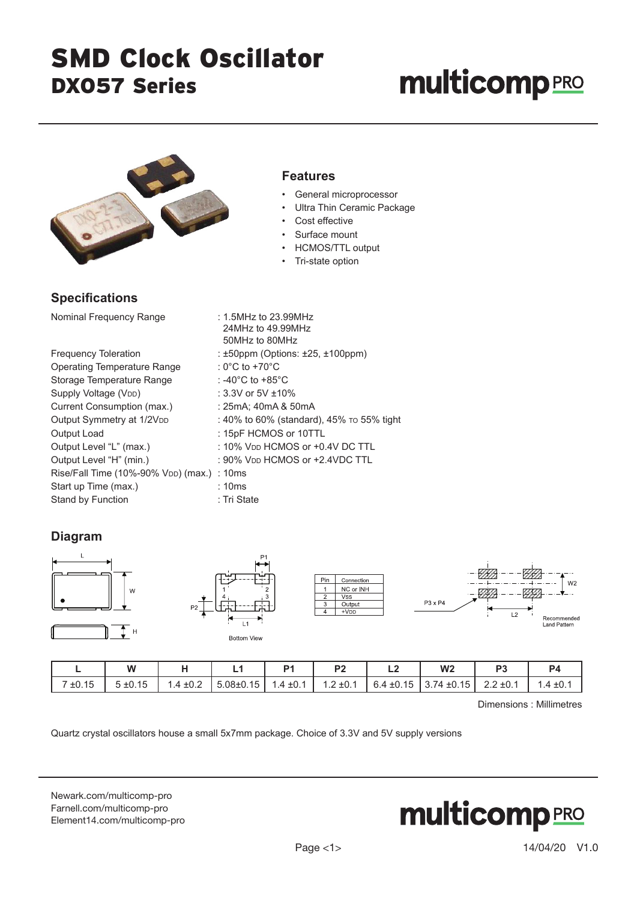# SMD Clock Oscillator

## DX057 Series

multicomp PRO

### Features

- General microprocessor
- Ultra Thin Ceramic Package
- Cost effective
- Surface mount
- HCMOS/TTL output
- Tri-state option

### Specifications

| | |
|---|---|
| Nominal Frequency Range | : 1.5MHz to 23.99MHz<br>24MHz to 49.99MHz<br>50MHz to 80MHz |
| Frequency Toleration | : ±50ppm (Options: ±25, ±100ppm) |
| Operating Temperature Range | : 0°C to +70°C |
| Storage Temperature Range | : -40°C to +85°C |
| Supply Voltage ($V_{DD}$) | : 3.3V or 5V ±10% |
| Current Consumption (max.) | : 25mA; 40mA & 50mA |
| Output Symmetry at 1/2$V_{DD}$ | : 40% to 60% (standard), 45% to 55% tight |
| Output Load | : 15pF HCMOS or 10TTL |
| Output Level "L" (max.) | : 10% $V_{DD}$ HCMOS or +0.4V DC TTL |
| Output Level "H" (min.) | : 90% $V_{DD}$ HCMOS or +2.4VDC TTL |
| Rise/Fall Time (10%-90% $V_{DD}$) (max.) | : 10ms |
| Start up Time (max.) | : 10ms |
| Stand by Function | : Tri State |

### Diagram

Bottom View

| Pin | Connection |
|---|---|
| 1 | NC or INH |
| 2 | Vss |
| 3 | Output |
| 4 | +$V_{DD}$ |

P3 x P4

Recommended Land Pattern

| L | W | H | L1 | P1 | P2 | L2 | W2 | P3 | P4 |
|---|---|---|---|---|---|---|---|---|---|
| 7 ±0.15 | 5 ±0.15 | 1.4 ±0.2 | 5.08±0.15 | 1.4 ±0.1 | 1.2 ±0.1 | 6.4 ±0.15 | 3.74 ±0.15 | 2.2 ±0.1 | 1.4 ±0.1 |

Dimensions : Millimetres

Quartz crystal oscillators house a small 5x7mm package. Choice of 3.3V and 5V supply versions

Newark.com/multicomp-pro
Farnell.com/multicomp-pro
Element14.com/multicomp-pro

14/04/20 V1.0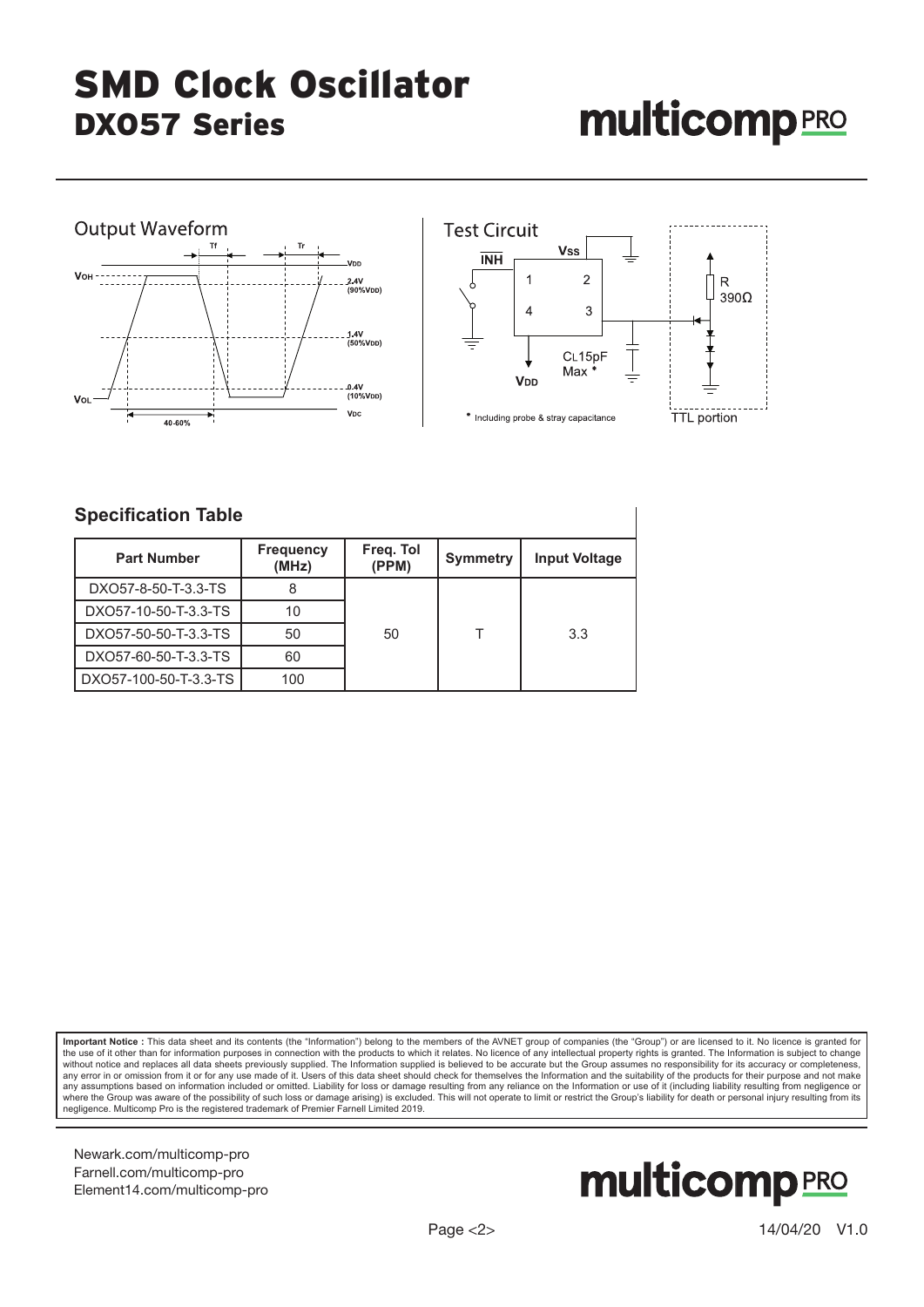## Output Waveform

Tf

Tr

VOH

VOL

VDD

2.4V (90%VDD)

1.4V (50%VDD)

0.4V (10%VDD)

VDC

40-60%

## Test Circuit

INH

Vss

1

2

4

3

VDD

CL15pF Max *

R 390Ω

TTL portion

* Including probe & stray capacitance

### Specification Table

| Part Number | Frequency (MHz) | Freq. Tol (PPM) | Symmetry | Input Voltage |
|---|---|---|---|---|
| DXO57-8-50-T-3.3-TS | 8 | 50 | T | 3.3 |
| DXO57-10-50-T-3.3-TS | 10 | | | |
| DXO57-50-50-T-3.3-TS | 50 | | | |
| DXO57-60-50-T-3.3-TS | 60 | | | |
| DXO57-100-50-T-3.3-TS | 100 | | | |

**Important Notice :** This data sheet and its contents (the "Information") belong to the members of the AVNET group of companies (the "Group") or are licensed to it. No licence is granted for the use of it other than for information purposes in connection with the products to which it relates. No licence of any intellectual property rights is granted. The Information is subject to change without notice and replaces all data sheets previously supplied. The Information supplied is believed to be accurate but the Group assumes no responsibility for its accuracy or completeness, any error in or omission from it or for any use made of it. Users of this data sheet should check for themselves the Information and the suitability of the products for their purpose and not make any assumptions based on information included or omitted. Liability for loss or damage resulting from any reliance on the Information or use of it (including liability resulting from negligence or where the Group was aware of the possibility of such loss or damage arising) is excluded. This will not operate to limit or restrict the Group's liability for death or personal injury resulting from its negligence. Multicomp Pro is the registered trademark of Premier Farnell Limited 2019.

Newark.com/multicomp-pro
Farnell.com/multicomp-pro
Element14.com/multicomp-pro